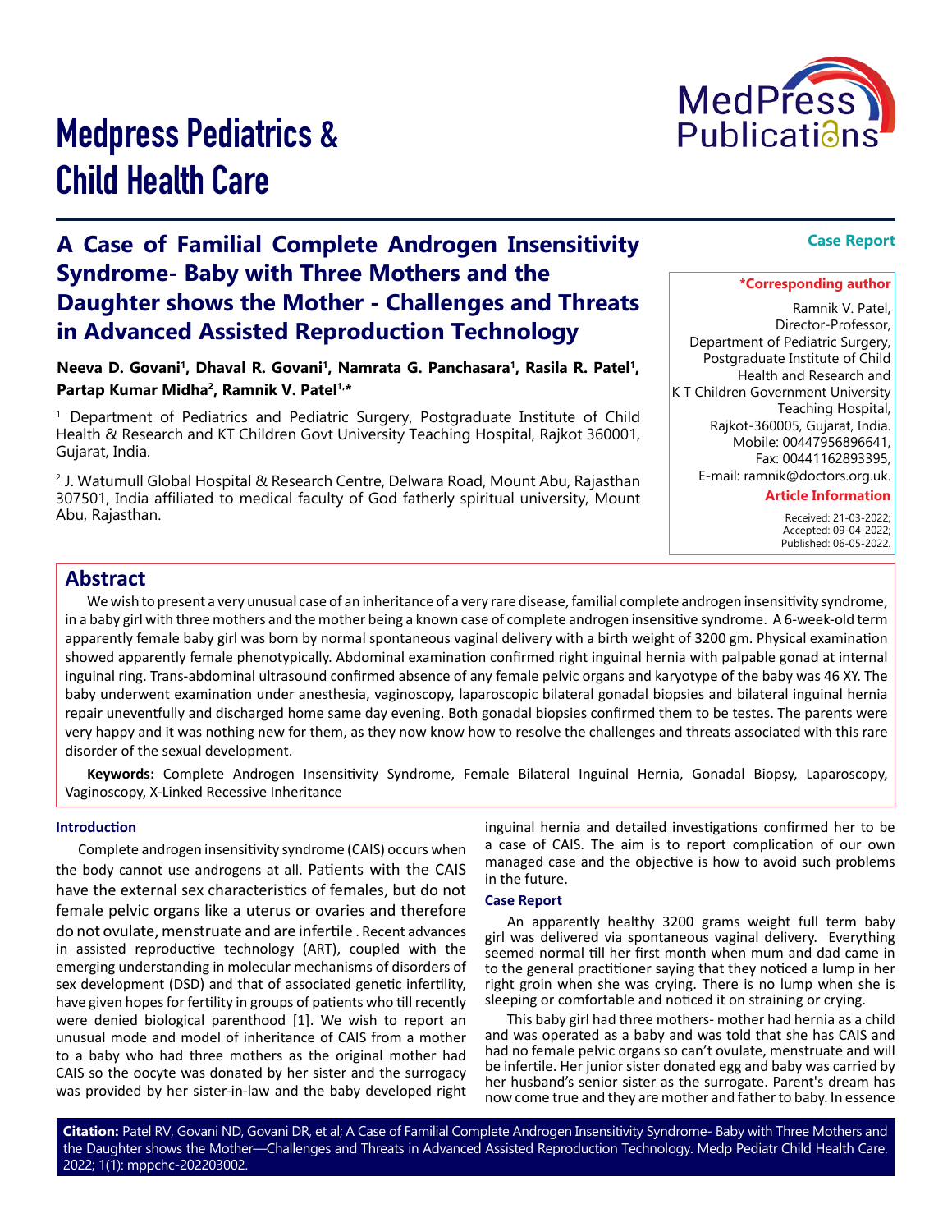# Medpress Pediatrics & Child Health Care

## A Case of Familial Complete Androgen Insensitivity Syndrome- Baby with Three Mothers and the Daughter shows the Mother - Challenges and Threats in Advanced Assisted Reproduction Technology

**Case Report**

**Neeva D. Govani[1], Dhaval R. Govani[1], Namrata G. Panchasara[1], Rasila R. Patel[1], Partap Kumar Midha[2], Ramnik V. Patel[1,*]**

[1] Department of Pediatrics and Pediatric Surgery, Postgraduate Institute of Child Health & Research and KT Children Govt University Teaching Hospital, Rajkot 360001, Gujarat, India.

[2] J. Watumull Global Hospital & Research Centre, Delwara Road, Mount Abu, Rajasthan 307501, India affiliated to medical faculty of God fatherly spiritual university, Mount Abu, Rajasthan.

**\*Corresponding author**

Ramnik V. Patel,
Director-Professor,
Department of Pediatric Surgery,
Postgraduate Institute of Child Health and Research and K T Children Government University Teaching Hospital,
Rajkot-360005, Gujarat, India.
Mobile: 00447956896641,
Fax: 00441162893395,
E-mail: ramnik@doctors.org.uk.

**Article Information**

Received: 21-03-2022;
Accepted: 09-04-2022;
Published: 06-05-2022.

## Abstract

We wish to present a very unusual case of an inheritance of a very rare disease, familial complete androgen insensitivity syndrome, in a baby girl with three mothers and the mother being a known case of complete androgen insensitive syndrome. A 6-week-old term apparently female baby girl was born by normal spontaneous vaginal delivery with a birth weight of 3200 gm. Physical examination showed apparently female phenotypically. Abdominal examination confirmed right inguinal hernia with palpable gonad at internal inguinal ring. Trans-abdominal ultrasound confirmed absence of any female pelvic organs and karyotype of the baby was 46 XY. The baby underwent examination under anesthesia, vaginoscopy, laparoscopic bilateral gonadal biopsies and bilateral inguinal hernia repair uneventfully and discharged home same day evening. Both gonadal biopsies confirmed them to be testes. The parents were very happy and it was nothing new for them, as they now know how to resolve the challenges and threats associated with this rare disorder of the sexual development.

**Keywords:** Complete Androgen Insensitivity Syndrome, Female Bilateral Inguinal Hernia, Gonadal Biopsy, Laparoscopy, Vaginoscopy, X-Linked Recessive Inheritance

### Introduction

Complete androgen insensitivity syndrome (CAIS) occurs when the body cannot use androgens at all. Patients with the CAIS have the external sex characteristics of females, but do not female pelvic organs like a uterus or ovaries and therefore do not ovulate, menstruate and are infertile . Recent advances in assisted reproductive technology (ART), coupled with the emerging understanding in molecular mechanisms of disorders of sex development (DSD) and that of associated genetic infertility, have given hopes for fertility in groups of patients who till recently were denied biological parenthood [1]. We wish to report an unusual mode and model of inheritance of CAIS from a mother to a baby who had three mothers as the original mother had CAIS so the oocyte was donated by her sister and the surrogacy was provided by her sister-in-law and the baby developed right inguinal hernia and detailed investigations confirmed her to be a case of CAIS. The aim is to report complication of our own managed case and the objective is how to avoid such problems in the future.

### Case Report

An apparently healthy 3200 grams weight full term baby girl was delivered via spontaneous vaginal delivery. Everything seemed normal till her first month when mum and dad came in to the general practitioner saying that they noticed a lump in her right groin when she was crying. There is no lump when she is sleeping or comfortable and noticed it on straining or crying.

This baby girl had three mothers- mother had hernia as a child and was operated as a baby and was told that she has CAIS and had no female pelvic organs so can't ovulate, menstruate and will be infertile. Her junior sister donated egg and baby was carried by her husband's senior sister as the surrogate. Parent's dream has now come true and they are mother and father to baby. In essence

**Citation:** Patel RV, Govani ND, Govani DR, et al; A Case of Familial Complete Androgen Insensitivity Syndrome- Baby with Three Mothers and the Daughter shows the Mother—Challenges and Threats in Advanced Assisted Reproduction Technology. Medp Pediatr Child Health Care. 2022; 1(1): mppchc-202203002.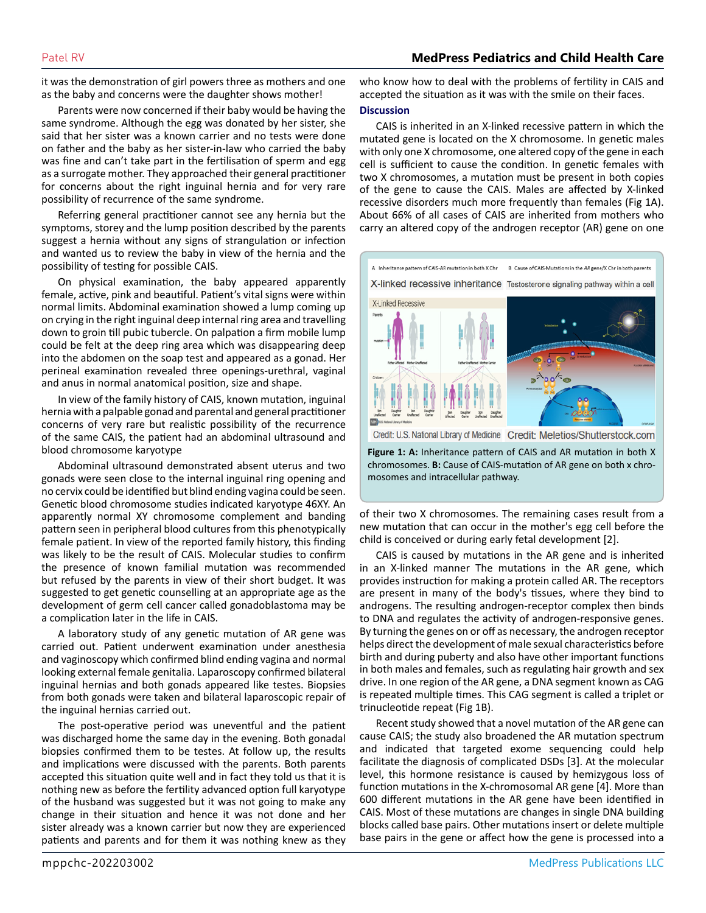it was the demonstration of girl powers three as mothers and one as the baby and concerns were the daughter shows mother!

Parents were now concerned if their baby would be having the same syndrome. Although the egg was donated by her sister, she said that her sister was a known carrier and no tests were done on father and the baby as her sister-in-law who carried the baby was fine and can't take part in the fertilisation of sperm and egg as a surrogate mother. They approached their general practitioner for concerns about the right inguinal hernia and for very rare possibility of recurrence of the same syndrome.

Referring general practitioner cannot see any hernia but the symptoms, storey and the lump position described by the parents suggest a hernia without any signs of strangulation or infection and wanted us to review the baby in view of the hernia and the possibility of testing for possible CAIS.

On physical examination, the baby appeared apparently female, active, pink and beautiful. Patient's vital signs were within normal limits. Abdominal examination showed a lump coming up on crying in the right inguinal deep internal ring area and travelling down to groin till pubic tubercle. On palpation a firm mobile lump could be felt at the deep ring area which was disappearing deep into the abdomen on the soap test and appeared as a gonad. Her perineal examination revealed three openings-urethral, vaginal and anus in normal anatomical position, size and shape.

In view of the family history of CAIS, known mutation, inguinal hernia with a palpable gonad and parental and general practitioner concerns of very rare but realistic possibility of the recurrence of the same CAIS, the patient had an abdominal ultrasound and blood chromosome karyotype

Abdominal ultrasound demonstrated absent uterus and two gonads were seen close to the internal inguinal ring opening and no cervix could be identified but blind ending vagina could be seen. Genetic blood chromosome studies indicated karyotype 46XY. An apparently normal XY chromosome complement and banding pattern seen in peripheral blood cultures from this phenotypically female patient. In view of the reported family history, this finding was likely to be the result of CAIS. Molecular studies to confirm the presence of known familial mutation was recommended but refused by the parents in view of their short budget. It was suggested to get genetic counselling at an appropriate age as the development of germ cell cancer called gonadoblastoma may be a complication later in the life in CAIS.

A laboratory study of any genetic mutation of AR gene was carried out. Patient underwent examination under anesthesia and vaginoscopy which confirmed blind ending vagina and normal looking external female genitalia. Laparoscopy confirmed bilateral inguinal hernias and both gonads appeared like testes. Biopsies from both gonads were taken and bilateral laparoscopic repair of the inguinal hernias carried out.

The post-operative period was uneventful and the patient was discharged home the same day in the evening. Both gonadal biopsies confirmed them to be testes. At follow up, the results and implications were discussed with the parents. Both parents accepted this situation quite well and in fact they told us that it is nothing new as before the fertility advanced option full karyotype of the husband was suggested but it was not going to make any change in their situation and hence it was not done and her sister already was a known carrier but now they are experienced patients and parents and for them it was nothing knew as they who know how to deal with the problems of fertility in CAIS and accepted the situation as it was with the smile on their faces.

## Discussion

CAIS is inherited in an X-linked recessive pattern in which the mutated gene is located on the X chromosome. In genetic males with only one X chromosome, one altered copy of the gene in each cell is sufficient to cause the condition. In genetic females with two X chromosomes, a mutation must be present in both copies of the gene to cause the CAIS. Males are affected by X-linked recessive disorders much more frequently than females (Fig 1A). About 66% of all cases of CAIS are inherited from mothers who carry an altered copy of the androgen receptor (AR) gene on one of their two X chromosomes. The remaining cases result from a new mutation that can occur in the mother's egg cell before the child is conceived or during early fetal development [2].

**Figure 1: A:** Inheritance pattern of CAIS and AR mutation in both X chromosomes. **B:** Cause of CAIS-mutation of AR gene on both x chromosomes and intracellular pathway.

CAIS is caused by mutations in the AR gene and is inherited in an X-linked manner The mutations in the AR gene, which provides instruction for making a protein called AR. The receptors are present in many of the body's tissues, where they bind to androgens. The resulting androgen-receptor complex then binds to DNA and regulates the activity of androgen-responsive genes. By turning the genes on or off as necessary, the androgen receptor helps direct the development of male sexual characteristics before birth and during puberty and also have other important functions in both males and females, such as regulating hair growth and sex drive. In one region of the AR gene, a DNA segment known as CAG is repeated multiple times. This CAG segment is called a triplet or trinucleotide repeat (Fig 1B).

Recent study showed that a novel mutation of the AR gene can cause CAIS; the study also broadened the AR mutation spectrum and indicated that targeted exome sequencing could help facilitate the diagnosis of complicated DSDs [3]. At the molecular level, this hormone resistance is caused by hemizygous loss of function mutations in the X-chromosomal AR gene [4]. More than 600 different mutations in the AR gene have been identified in CAIS. Most of these mutations are changes in single DNA building blocks called base pairs. Other mutations insert or delete multiple base pairs in the gene or affect how the gene is processed into a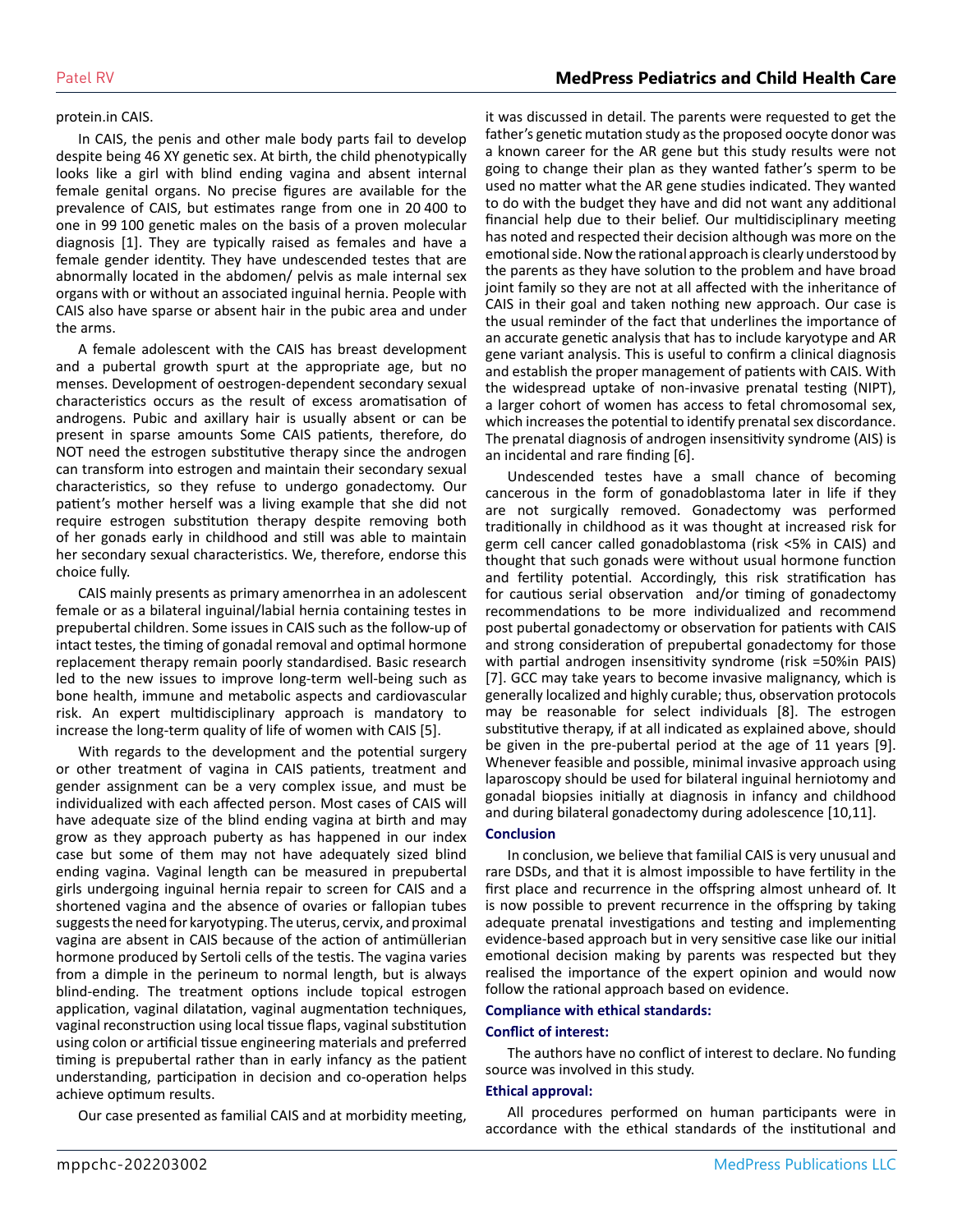protein.in CAIS.

In CAIS, the penis and other male body parts fail to develop despite being 46 XY genetic sex. At birth, the child phenotypically looks like a girl with blind ending vagina and absent internal female genital organs. No precise figures are available for the prevalence of CAIS, but estimates range from one in 20 400 to one in 99 100 genetic males on the basis of a proven molecular diagnosis [1]. They are typically raised as females and have a female gender identity. They have undescended testes that are abnormally located in the abdomen/ pelvis as male internal sex organs with or without an associated inguinal hernia. People with CAIS also have sparse or absent hair in the pubic area and under the arms.

A female adolescent with the CAIS has breast development and a pubertal growth spurt at the appropriate age, but no menses. Development of oestrogen-dependent secondary sexual characteristics occurs as the result of excess aromatisation of androgens. Pubic and axillary hair is usually absent or can be present in sparse amounts Some CAIS patients, therefore, do NOT need the estrogen substitutive therapy since the androgen can transform into estrogen and maintain their secondary sexual characteristics, so they refuse to undergo gonadectomy. Our patient's mother herself was a living example that she did not require estrogen substitution therapy despite removing both of her gonads early in childhood and still was able to maintain her secondary sexual characteristics. We, therefore, endorse this choice fully.

CAIS mainly presents as primary amenorrhea in an adolescent female or as a bilateral inguinal/labial hernia containing testes in prepubertal children. Some issues in CAIS such as the follow-up of intact testes, the timing of gonadal removal and optimal hormone replacement therapy remain poorly standardised. Basic research led to the new issues to improve long-term well-being such as bone health, immune and metabolic aspects and cardiovascular risk. An expert multidisciplinary approach is mandatory to increase the long-term quality of life of women with CAIS [5].

With regards to the development and the potential surgery or other treatment of vagina in CAIS patients, treatment and gender assignment can be a very complex issue, and must be individualized with each affected person. Most cases of CAIS will have adequate size of the blind ending vagina at birth and may grow as they approach puberty as has happened in our index case but some of them may not have adequately sized blind ending vagina. Vaginal length can be measured in prepubertal girls undergoing inguinal hernia repair to screen for CAIS and a shortened vagina and the absence of ovaries or fallopian tubes suggests the need for karyotyping. The uterus, cervix, and proximal vagina are absent in CAIS because of the action of antimüllerian hormone produced by Sertoli cells of the testis. The vagina varies from a dimple in the perineum to normal length, but is always blind-ending. The treatment options include topical estrogen application, vaginal dilatation, vaginal augmentation techniques, vaginal reconstruction using local tissue flaps, vaginal substitution using colon or artificial tissue engineering materials and preferred timing is prepubertal rather than in early infancy as the patient understanding, participation in decision and co-operation helps achieve optimum results.

Our case presented as familial CAIS and at morbidity meeting, it was discussed in detail. The parents were requested to get the father's genetic mutation study as the proposed oocyte donor was a known career for the AR gene but this study results were not going to change their plan as they wanted father's sperm to be used no matter what the AR gene studies indicated. They wanted to do with the budget they have and did not want any additional financial help due to their belief. Our multidisciplinary meeting has noted and respected their decision although was more on the emotional side. Now the rational approach is clearly understood by the parents as they have solution to the problem and have broad joint family so they are not at all affected with the inheritance of CAIS in their goal and taken nothing new approach. Our case is the usual reminder of the fact that underlines the importance of an accurate genetic analysis that has to include karyotype and AR gene variant analysis. This is useful to confirm a clinical diagnosis and establish the proper management of patients with CAIS. With the widespread uptake of non-invasive prenatal testing (NIPT), a larger cohort of women has access to fetal chromosomal sex, which increases the potential to identify prenatal sex discordance. The prenatal diagnosis of androgen insensitivity syndrome (AIS) is an incidental and rare finding [6].

Undescended testes have a small chance of becoming cancerous in the form of gonadoblastoma later in life if they are not surgically removed. Gonadectomy was performed traditionally in childhood as it was thought at increased risk for germ cell cancer called gonadoblastoma (risk <5% in CAIS) and thought that such gonads were without usual hormone function and fertility potential. Accordingly, this risk stratification has for cautious serial observation and/or timing of gonadectomy recommendations to be more individualized and recommend post pubertal gonadectomy or observation for patients with CAIS and strong consideration of prepubertal gonadectomy for those with partial androgen insensitivity syndrome (risk =50%in PAIS) [7]. GCC may take years to become invasive malignancy, which is generally localized and highly curable; thus, observation protocols may be reasonable for select individuals [8]. The estrogen substitutive therapy, if at all indicated as explained above, should be given in the pre-pubertal period at the age of 11 years [9]. Whenever feasible and possible, minimal invasive approach using laparoscopy should be used for bilateral inguinal herniotomy and gonadal biopsies initially at diagnosis in infancy and childhood and during bilateral gonadectomy during adolescence [10,11].

## Conclusion

In conclusion, we believe that familial CAIS is very unusual and rare DSDs, and that it is almost impossible to have fertility in the first place and recurrence in the offspring almost unheard of. It is now possible to prevent recurrence in the offspring by taking adequate prenatal investigations and testing and implementing evidence-based approach but in very sensitive case like our initial emotional decision making by parents was respected but they realised the importance of the expert opinion and would now follow the rational approach based on evidence.

## Compliance with ethical standards:

### Conflict of interest:

The authors have no conflict of interest to declare. No funding source was involved in this study.

### Ethical approval:

All procedures performed on human participants were in accordance with the ethical standards of the institutional and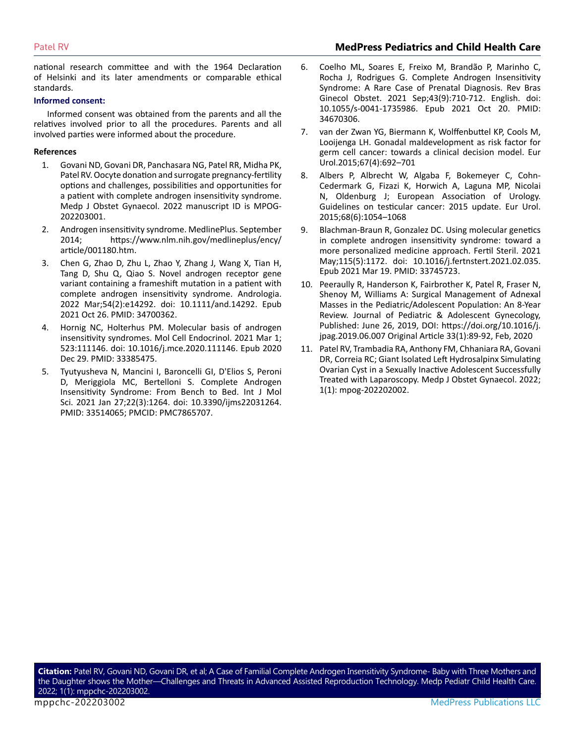national research committee and with the 1964 Declaration of Helsinki and its later amendments or comparable ethical standards.

### Informed consent:

Informed consent was obtained from the parents and all the relatives involved prior to all the procedures. Parents and all involved parties were informed about the procedure.

### References

1. Govani ND, Govani DR, Panchasara NG, Patel RR, Midha PK, Patel RV. Oocyte donation and surrogate pregnancy-fertility options and challenges, possibilities and opportunities for a patient with complete androgen insensitivity syndrome. Medp J Obstet Gynaecol. 2022 manuscript ID is MPOG-202203001.
2. Androgen insensitivity syndrome. MedlinePlus. September 2014; https://www.nlm.nih.gov/medlineplus/ency/article/001180.htm.
3. Chen G, Zhao D, Zhu L, Zhao Y, Zhang J, Wang X, Tian H, Tang D, Shu Q, Qiao S. Novel androgen receptor gene variant containing a frameshift mutation in a patient with complete androgen insensitivity syndrome. Andrologia. 2022 Mar;54(2):e14292. doi: 10.1111/and.14292. Epub 2021 Oct 26. PMID: 34700362.
4. Hornig NC, Holterhus PM. Molecular basis of androgen insensitivity syndromes. Mol Cell Endocrinol. 2021 Mar 1; 523:111146. doi: 10.1016/j.mce.2020.111146. Epub 2020 Dec 29. PMID: 33385475.
5. Tyutyusheva N, Mancini I, Baroncelli GI, D'Elios S, Peroni D, Meriggiola MC, Bertelloni S. Complete Androgen Insensitivity Syndrome: From Bench to Bed. Int J Mol Sci. 2021 Jan 27;22(3):1264. doi: 10.3390/ijms22031264. PMID: 33514065; PMCID: PMC7865707.
6. Coelho ML, Soares E, Freixo M, Brandão P, Marinho C, Rocha J, Rodrigues G. Complete Androgen Insensitivity Syndrome: A Rare Case of Prenatal Diagnosis. Rev Bras Ginecol Obstet. 2021 Sep;43(9):710-712. English. doi: 10.1055/s-0041-1735986. Epub 2021 Oct 20. PMID: 34670306.
7. van der Zwan YG, Biermann K, Wolffenbuttel KP, Cools M, Looijenga LH. Gonadal maldevelopment as risk factor for germ cell cancer: towards a clinical decision model. Eur Urol.2015;67(4):692–701
8. Albers P, Albrecht W, Algaba F, Bokemeyer C, Cohn-Cedermark G, Fizazi K, Horwich A, Laguna MP, Nicolai N, Oldenburg J; European Association of Urology. Guidelines on testicular cancer: 2015 update. Eur Urol. 2015;68(6):1054–1068
9. Blachman-Braun R, Gonzalez DC. Using molecular genetics in complete androgen insensitivity syndrome: toward a more personalized medicine approach. Fertil Steril. 2021 May;115(5):1172. doi: 10.1016/j.fertnstert.2021.02.035. Epub 2021 Mar 19. PMID: 33745723.
10. Peeraully R, Handerson K, Fairbrother K, Patel R, Fraser N, Shenoy M, Williams A: Surgical Management of Adnexal Masses in the Pediatric/Adolescent Population: An 8-Year Review. Journal of Pediatric & Adolescent Gynecology, Published: June 26, 2019, DOI: https://doi.org/10.1016/j.jpag.2019.06.007 Original Article 33(1):89-92, Feb, 2020
11. Patel RV, Trambadia RA, Anthony FM, Chhaniara RA, Govani DR, Correia RC; Giant Isolated Left Hydrosalpinx Simulating Ovarian Cyst in a Sexually Inactive Adolescent Successfully Treated with Laparoscopy. Medp J Obstet Gynaecol. 2022; 1(1): mpog-202202002.

**Citation:** Patel RV, Govani ND, Govani DR, et al; A Case of Familial Complete Androgen Insensitivity Syndrome- Baby with Three Mothers and the Daughter shows the Mother—Challenges and Threats in Advanced Assisted Reproduction Technology. Medp Pediatr Child Health Care. 2022; 1(1): mppchc-202203002.